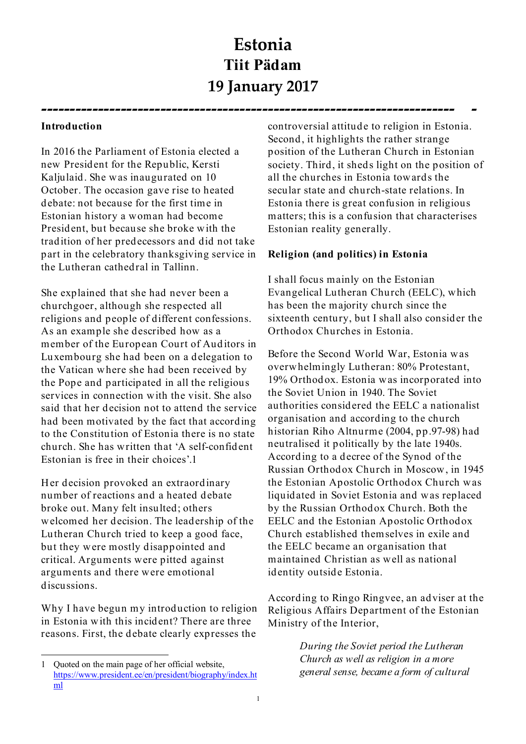# Estonia

## Tiit Pädam

## 19 January 2017

### Introduction

In 2016 the Parliament of Estonia elected a new President for the Republic, Kersti Kaljulaid. She was inaugurated on 10 October. The occasion gave rise to heated debate: not because for the first time in Estonian history a woman had become President, but because she broke with the tradition of her predecessors and did not take part in the celebratory thanksgiving service in the Lutheran cathedral in Tallinn.

She explained that she had never been a churchgoer, although she respected all religions and people of different confessions. As an example she described how as a member of the European Court of Auditors in Luxembourg she had been on a delegation to the Vatican where she had been received by the Pope and participated in all the religious services in connection with the visit. She also said that her decision not to attend the service had been motivated by the fact that according to the Constitution of Estonia there is no state church. She has written that 'A self-confident Estonian is free in their choices'.[1]

Her decision provoked an extraordinary number of reactions and a heated debate broke out. Many felt insulted; others welcomed her decision. The leadership of the Lutheran Church tried to keep a good face, but they were mostly disappointed and critical. Arguments were pitted against arguments and there were emotional discussions.

Why I have begun my introduction to religion in Estonia with this incident? There are three reasons. First, the debate clearly expresses the controversial attitude to religion in Estonia. Second, it highlights the rather strange position of the Lutheran Church in Estonian society. Third, it sheds light on the position of all the churches in Estonia towards the secular state and church-state relations. In Estonia there is great confusion in religious matters; this is a confusion that characterises Estonian reality generally.

### Religion (and politics) in Estonia

I shall focus mainly on the Estonian Evangelical Lutheran Church (EELC), which has been the majority church since the sixteenth century, but I shall also consider the Orthodox Churches in Estonia.

Before the Second World War, Estonia was overwhelmingly Lutheran: 80% Protestant, 19% Orthodox. Estonia was incorporated into the Soviet Union in 1940. The Soviet authorities considered the EELC a nationalist organisation and according to the church historian Riho Altnurme (2004, pp.97-98) had neutralised it politically by the late 1940s. According to a decree of the Synod of the Russian Orthodox Church in Moscow, in 1945 the Estonian Apostolic Orthodox Church was liquidated in Soviet Estonia and was replaced by the Russian Orthodox Church. Both the EELC and the Estonian Apostolic Orthodox Church established themselves in exile and the EELC became an organisation that maintained Christian as well as national identity outside Estonia.

According to Ringo Ringvee, an adviser at the Religious Affairs Department of the Estonian Ministry of the Interior,

> *During the Soviet period the Lutheran Church as well as religion in a more general sense, became a form of cultural*

[1] Quoted on the main page of her official website, https://www.president.ee/en/president/biography/index.html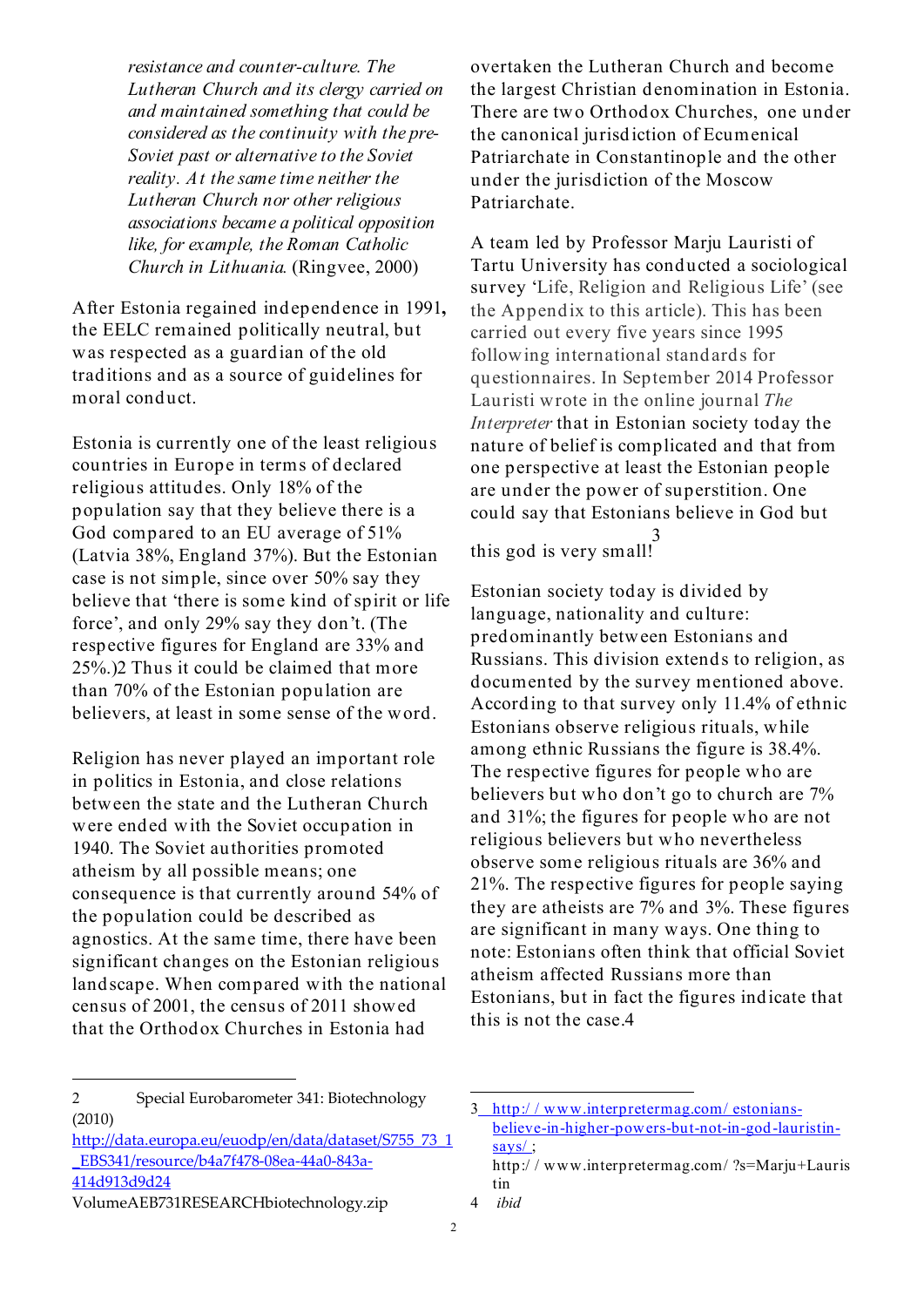*resistance and counter-culture. The Lutheran Church and its clergy carried on and maintained something that could be considered as the continuity with the pre-Soviet past or alternative to the Soviet reality. At the same time neither the Lutheran Church nor other religious associations became a political opposition like, for example, the Roman Catholic Church in Lithuania.* (Ringvee, 2000)

After Estonia regained independence in 1991**,** the EELC remained politically neutral, but was respected as a guardian of the old traditions and as a source of guidelines for moral conduct.

Estonia is currently one of the least religious countries in Europe in terms of declared religious attitudes. Only 18% of the population say that they believe there is a God compared to an EU average of 51% (Latvia 38%, England 37%). But the Estonian case is not simple, since over 50% say they believe that 'there is some kind of spirit or life force', and only 29% say they don't. (The respective figures for England are 33% and 25%.)[2] Thus it could be claimed that more than 70% of the Estonian population are believers, at least in some sense of the word.

Religion has never played an important role in politics in Estonia, and close relations between the state and the Lutheran Church were ended with the Soviet occupation in 1940. The Soviet authorities promoted atheism by all possible means; one consequence is that currently around 54% of the population could be described as agnostics. At the same time, there have been significant changes on the Estonian religious landscape. When compared with the national census of 2001, the census of 2011 showed that the Orthodox Churches in Estonia had overtaken the Lutheran Church and become the largest Christian denomination in Estonia. There are two Orthodox Churches, one under the canonical jurisdiction of Ecumenical Patriarchate in Constantinople and the other under the jurisdiction of the Moscow Patriarchate.

A team led by Professor Marju Lauristi of Tartu University has conducted a sociological survey 'Life, Religion and Religious Life' (see the Appendix to this article). This has been carried out every five years since 1995 following international standards for questionnaires. In September 2014 Professor Lauristi wrote in the online journal *The Interpreter* that in Estonian society today the nature of belief is complicated and that from one perspective at least the Estonian people are under the power of superstition. One could say that Estonians believe in God but this god is very small![3]

Estonian society today is divided by language, nationality and culture: predominantly between Estonians and Russians. This division extends to religion, as documented by the survey mentioned above. According to that survey only 11.4% of ethnic Estonians observe religious rituals, while among ethnic Russians the figure is 38.4%. The respective figures for people who are believers but who don't go to church are 7% and 31%; the figures for people who are not religious believers but who nevertheless observe some religious rituals are 36% and 21%. The respective figures for people saying they are atheists are 7% and 3%. These figures are significant in many ways. One thing to note: Estonians often think that official Soviet atheism affected Russians more than Estonians, but in fact the figures indicate that this is not the case.[4]

---

2 Special Eurobarometer 341: Biotechnology (2010) http://data.europa.eu/euodp/en/data/dataset/S755_73_1_EBS341/resource/b4a7f478-08ea-44a0-843a-414d913d9d24 VolumeAEB731RESEARCHbiotechnology.zip

3 http://www.interpretermag.com/estonians-believe-in-higher-powers-but-not-in-god-lauristin-says/; http://www.interpretermag.com/?s=Marju+Lauristin

4 *ibid*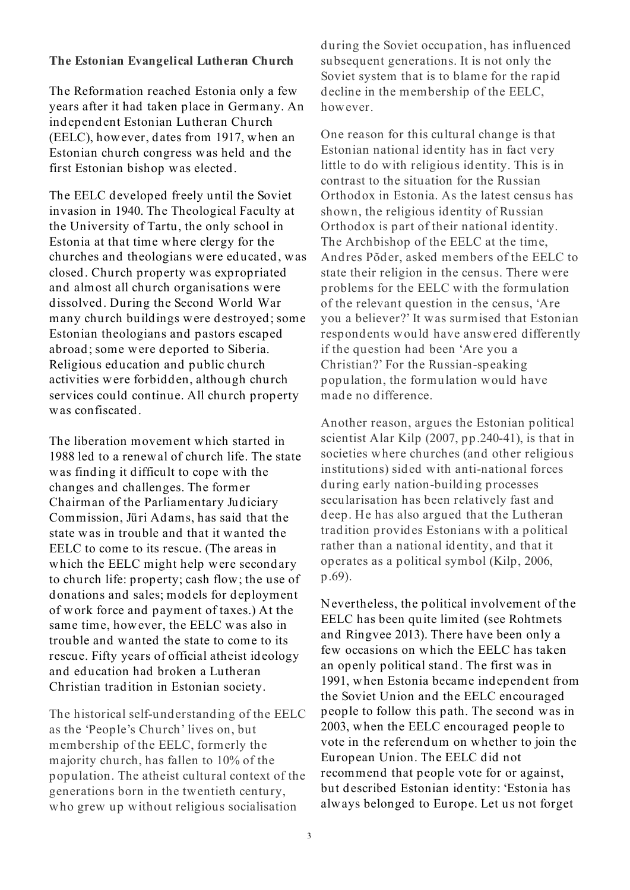**The Estonian Evangelical Lutheran Church**

The Reformation reached Estonia only a few years after it had taken place in Germany. An independent Estonian Lutheran Church (EELC), however, dates from 1917, when an Estonian church congress was held and the first Estonian bishop was elected.

The EELC developed freely until the Soviet invasion in 1940. The Theological Faculty at the University of Tartu, the only school in Estonia at that time where clergy for the churches and theologians were educated, was closed. Church property was expropriated and almost all church organisations were dissolved. During the Second World War many church buildings were destroyed; some Estonian theologians and pastors escaped abroad; some were deported to Siberia. Religious education and public church activities were forbidden, although church services could continue. All church property was confiscated.

The liberation movement which started in 1988 led to a renewal of church life. The state was finding it difficult to cope with the changes and challenges. The former Chairman of the Parliamentary Judiciary Commission, Jüri Adams, has said that the state was in trouble and that it wanted the EELC to come to its rescue. (The areas in which the EELC might help were secondary to church life: property; cash flow; the use of donations and sales; models for deployment of work force and payment of taxes.) At the same time, however, the EELC was also in trouble and wanted the state to come to its rescue. Fifty years of official atheist ideology and education had broken a Lutheran Christian tradition in Estonian society.

The historical self-understanding of the EELC as the 'People's Church' lives on, but membership of the EELC, formerly the majority church, has fallen to 10% of the population. The atheist cultural context of the generations born in the twentieth century, who grew up without religious socialisation during the Soviet occupation, has influenced subsequent generations. It is not only the Soviet system that is to blame for the rapid decline in the membership of the EELC, however.

One reason for this cultural change is that Estonian national identity has in fact very little to do with religious identity. This is in contrast to the situation for the Russian Orthodox in Estonia. As the latest census has shown, the religious identity of Russian Orthodox is part of their national identity. The Archbishop of the EELC at the time, Andres Põder, asked members of the EELC to state their religion in the census. There were problems for the EELC with the formulation of the relevant question in the census, 'Are you a believer?' It was surmised that Estonian respondents would have answered differently if the question had been 'Are you a Christian?' For the Russian-speaking population, the formulation would have made no difference.

Another reason, argues the Estonian political scientist Alar Kilp (2007, pp.240-41), is that in societies where churches (and other religious institutions) sided with anti-national forces during early nation-building processes secularisation has been relatively fast and deep. He has also argued that the Lutheran tradition provides Estonians with a political rather than a national identity, and that it operates as a political symbol (Kilp, 2006, p.69).

Nevertheless, the political involvement of the EELC has been quite limited (see Rohtmets and Ringvee 2013). There have been only a few occasions on which the EELC has taken an openly political stand. The first was in 1991, when Estonia became independent from the Soviet Union and the EELC encouraged people to follow this path. The second was in 2003, when the EELC encouraged people to vote in the referendum on whether to join the European Union. The EELC did not recommend that people vote for or against, but described Estonian identity: 'Estonia has always belonged to Europe. Let us not forget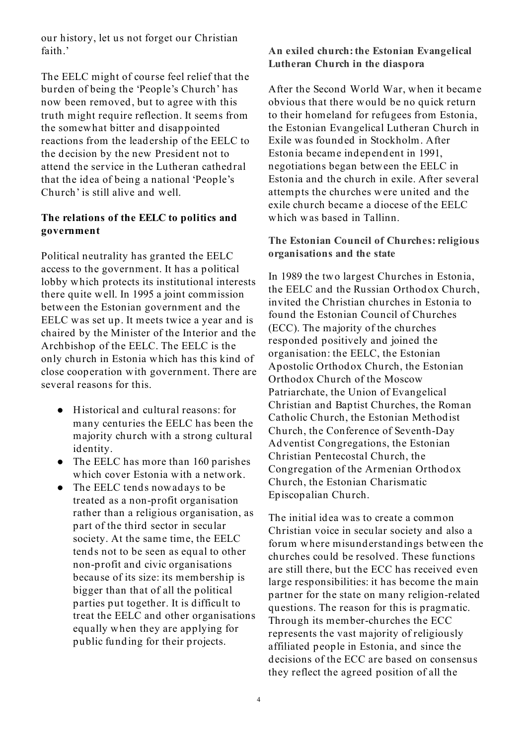our history, let us not forget our Christian faith.'

The EELC might of course feel relief that the burden of being the 'People's Church' has now been removed, but to agree with this truth might require reflection. It seems from the somewhat bitter and disappointed reactions from the leadership of the EELC to the decision by the new President not to attend the service in the Lutheran cathedral that the idea of being a national 'People's Church' is still alive and well.

### The relations of the EELC to politics and government

Political neutrality has granted the EELC access to the government. It has a political lobby which protects its institutional interests there quite well. In 1995 a joint commission between the Estonian government and the EELC was set up. It meets twice a year and is chaired by the Minister of the Interior and the Archbishop of the EELC. The EELC is the only church in Estonia which has this kind of close cooperation with government. There are several reasons for this.

- Historical and cultural reasons: for many centuries the EELC has been the majority church with a strong cultural identity.
- The EELC has more than 160 parishes which cover Estonia with a network.
- The EELC tends nowadays to be treated as a non-profit organisation rather than a religious organisation, as part of the third sector in secular society. At the same time, the EELC tends not to be seen as equal to other non-profit and civic organisations because of its size: its membership is bigger than that of all the political parties put together. It is difficult to treat the EELC and other organisations equally when they are applying for public funding for their projects.

### An exiled church: the Estonian Evangelical Lutheran Church in the diaspora

After the Second World War, when it became obvious that there would be no quick return to their homeland for refugees from Estonia, the Estonian Evangelical Lutheran Church in Exile was founded in Stockholm. After Estonia became independent in 1991, negotiations began between the EELC in Estonia and the church in exile. After several attempts the churches were united and the exile church became a diocese of the EELC which was based in Tallinn.

### The Estonian Council of Churches: religious organisations and the state

In 1989 the two largest Churches in Estonia, the EELC and the Russian Orthodox Church, invited the Christian churches in Estonia to found the Estonian Council of Churches (ECC). The majority of the churches responded positively and joined the organisation: the EELC, the Estonian Apostolic Orthodox Church, the Estonian Orthodox Church of the Moscow Patriarchate, the Union of Evangelical Christian and Baptist Churches, the Roman Catholic Church, the Estonian Methodist Church, the Conference of Seventh-Day Adventist Congregations, the Estonian Christian Pentecostal Church, the Congregation of the Armenian Orthodox Church, the Estonian Charismatic Episcopalian Church.

The initial idea was to create a common Christian voice in secular society and also a forum where misunderstandings between the churches could be resolved. These functions are still there, but the ECC has received even large responsibilities: it has become the main partner for the state on many religion-related questions. The reason for this is pragmatic. Through its member-churches the ECC represents the vast majority of religiously affiliated people in Estonia, and since the decisions of the ECC are based on consensus they reflect the agreed position of all the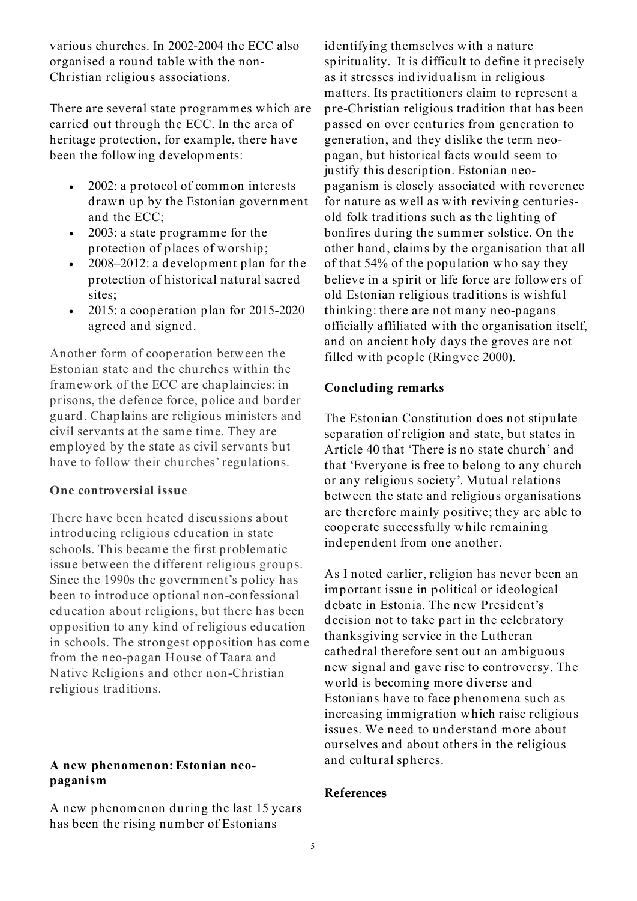various churches. In 2002-2004 the ECC also organised a round table with the non-Christian religious associations.

There are several state programmes which are carried out through the ECC. In the area of heritage protection, for example, there have been the following developments:

- 2002: a protocol of common interests drawn up by the Estonian government and the ECC;
- 2003: a state programme for the protection of places of worship;
- 2008–2012: a development plan for the protection of historical natural sacred sites;
- 2015: a cooperation plan for 2015-2020 agreed and signed.

Another form of cooperation between the Estonian state and the churches within the framework of the ECC are chaplaincies: in prisons, the defence force, police and border guard. Chaplains are religious ministers and civil servants at the same time. They are employed by the state as civil servants but have to follow their churches' regulations.

**One controversial issue**

There have been heated discussions about introducing religious education in state schools. This became the first problematic issue between the different religious groups. Since the 1990s the government's policy has been to introduce optional non-confessional education about religions, but there has been opposition to any kind of religious education in schools. The strongest opposition has come from the neo-pagan House of Taara and Native Religions and other non-Christian religious traditions.

**A new phenomenon: Estonian neo-paganism**

A new phenomenon during the last 15 years has been the rising number of Estonians identifying themselves with a nature spirituality. It is difficult to define it precisely as it stresses individualism in religious matters. Its practitioners claim to represent a pre-Christian religious tradition that has been passed on over centuries from generation to generation, and they dislike the term neo-pagan, but historical facts would seem to justify this description. Estonian neo-paganism is closely associated with reverence for nature as well as with reviving centuries-old folk traditions such as the lighting of bonfires during the summer solstice. On the other hand, claims by the organisation that all of that 54% of the population who say they believe in a spirit or life force are followers of old Estonian religious traditions is wishful thinking: there are not many neo-pagans officially affiliated with the organisation itself, and on ancient holy days the groves are not filled with people (Ringvee 2000).

**Concluding remarks**

The Estonian Constitution does not stipulate separation of religion and state, but states in Article 40 that 'There is no state church' and that 'Everyone is free to belong to any church or any religious society'. Mutual relations between the state and religious organisations are therefore mainly positive; they are able to cooperate successfully while remaining independent from one another.

As I noted earlier, religion has never been an important issue in political or ideological debate in Estonia. The new President's decision not to take part in the celebratory thanksgiving service in the Lutheran cathedral therefore sent out an ambiguous new signal and gave rise to controversy. The world is becoming more diverse and Estonians have to face phenomena such as increasing immigration which raise religious issues. We need to understand more about ourselves and about others in the religious and cultural spheres.

**References**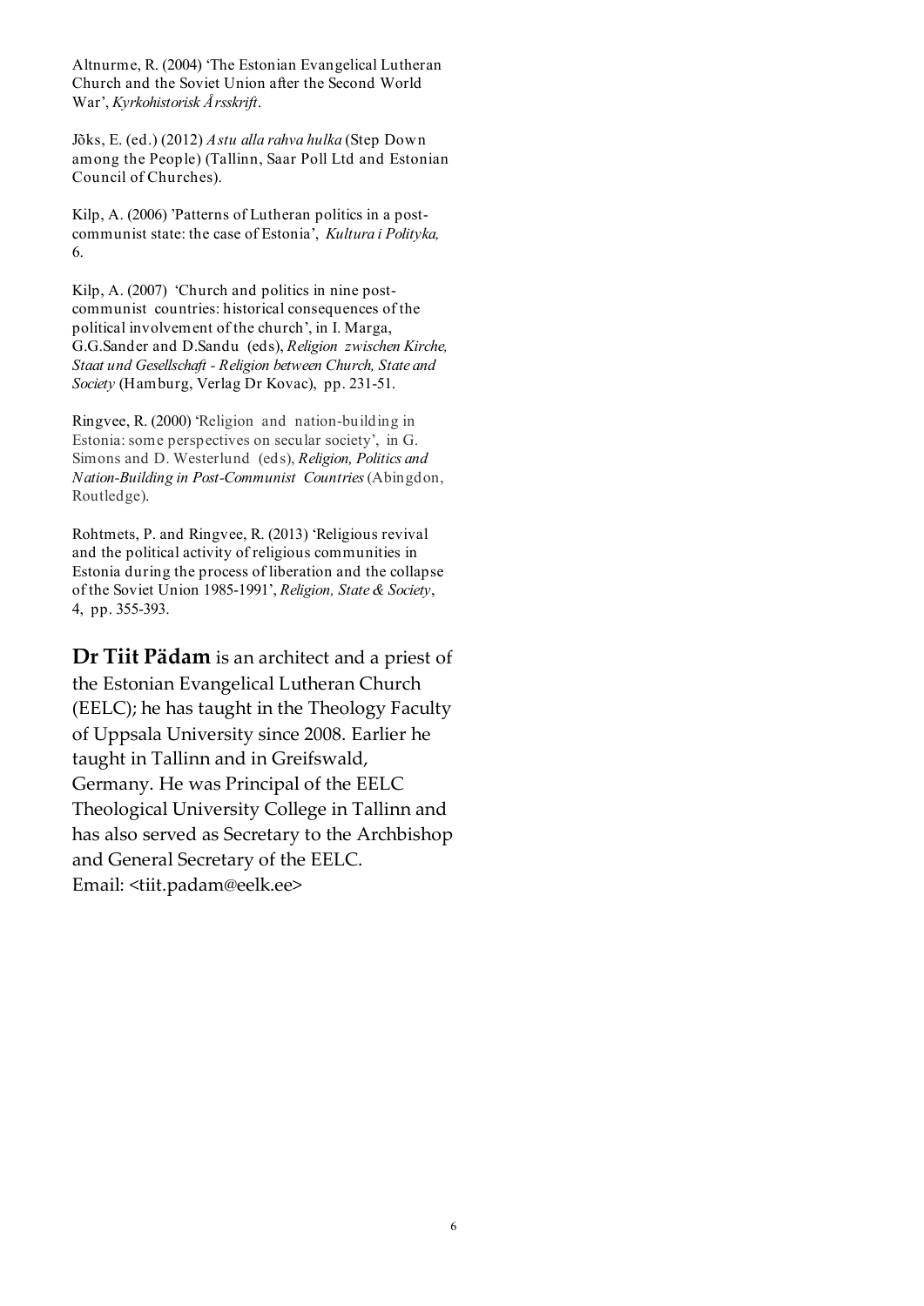Altnurme, R. (2004) 'The Estonian Evangelical Lutheran Church and the Soviet Union after the Second World War', *Kyrkohistorisk Årsskrift*.

Jõks, E. (ed.) (2012) *Astu alla rahva hulka* (Step Down among the People) (Tallinn, Saar Poll Ltd and Estonian Council of Churches).

Kilp, A. (2006) 'Patterns of Lutheran politics in a post-communist state: the case of Estonia', *Kultura i Polityka,* 6.

Kilp, A. (2007) 'Church and politics in nine post-communist countries: historical consequences of the political involvement of the church', in I. Marga, G.G.Sander and D.Sandu (eds), *Religion zwischen Kirche, Staat und Gesellschaft - Religion between Church, State and Society* (Hamburg, Verlag Dr Kovac), pp. 231-51.

Ringvee, R. (2000) 'Religion and nation-building in Estonia: some perspectives on secular society', in G. Simons and D. Westerlund (eds), *Religion, Politics and Nation-Building in Post-Communist Countries* (Abingdon, Routledge).

Rohtmets, P. and Ringvee, R. (2013) 'Religious revival and the political activity of religious communities in Estonia during the process of liberation and the collapse of the Soviet Union 1985-1991', *Religion, State & Society*, 4, pp. 355-393.

**Dr Tiit Pädam** is an architect and a priest of the Estonian Evangelical Lutheran Church (EELC); he has taught in the Theology Faculty of Uppsala University since 2008. Earlier he taught in Tallinn and in Greifswald, Germany. He was Principal of the EELC Theological University College in Tallinn and has also served as Secretary to the Archbishop and General Secretary of the EELC.
Email: <tiit.padam@eelk.ee>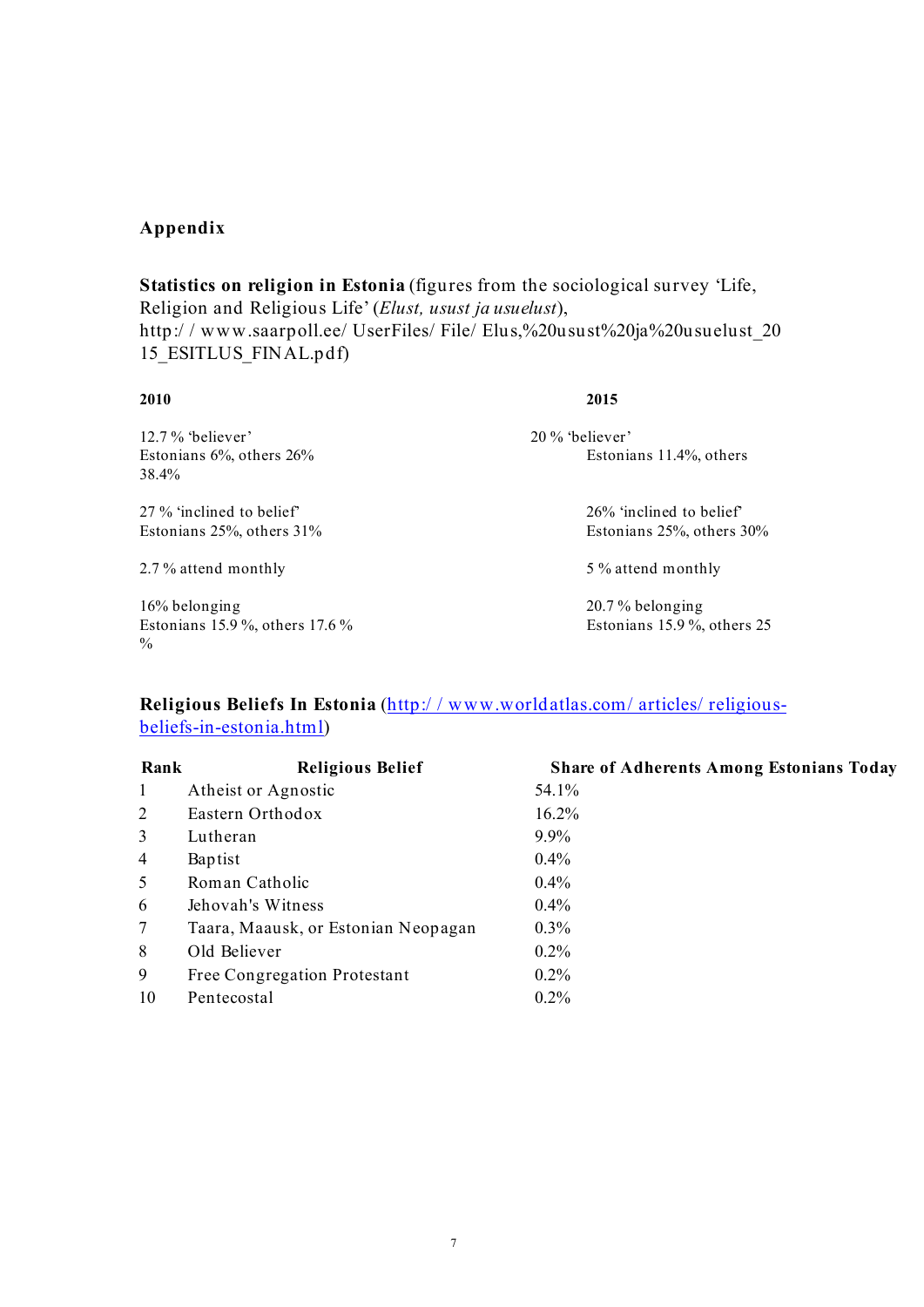## Appendix

**Statistics on religion in Estonia** (figures from the sociological survey 'Life, Religion and Religious Life' (*Elust, usust ja usuelust*), http:/ / www.saarpoll.ee/ UserFiles/ File/ Elus,%20usust%20ja%20usuelust_2015_ESITLUS_FINAL.pdf)

| 2010 | 2015 |
|---|---|
| 12.7 % 'believer'<br>Estonians 6%, others 26% 38.4% | 20 % 'believer'<br>Estonians 11.4%, others |
| 27 % 'inclined to belief'<br>Estonians 25%, others 31% | 26% 'inclined to belief'<br>Estonians 25%, others 30% |
| 2.7 % attend monthly | 5 % attend monthly |
| 16% belonging<br>Estonians 15.9 %, others 17.6 % % | 20.7 % belonging<br>Estonians 15.9 %, others 25 |

**Religious Beliefs In Estonia** (http:/ / www.worldatlas.com/ articles/ religious-beliefs-in-estonia.html)

| Rank | Religious Belief | Share of Adherents Among Estonians Today |
|---|---|---|
| 1 | Atheist or Agnostic | 54.1% |
| 2 | Eastern Orthodox | 16.2% |
| 3 | Lutheran | 9.9% |
| 4 | Baptist | 0.4% |
| 5 | Roman Catholic | 0.4% |
| 6 | Jehovah's Witness | 0.4% |
| 7 | Taara, Maausk, or Estonian Neopagan | 0.3% |
| 8 | Old Believer | 0.2% |
| 9 | Free Congregation Protestant | 0.2% |
| 10 | Pentecostal | 0.2% |